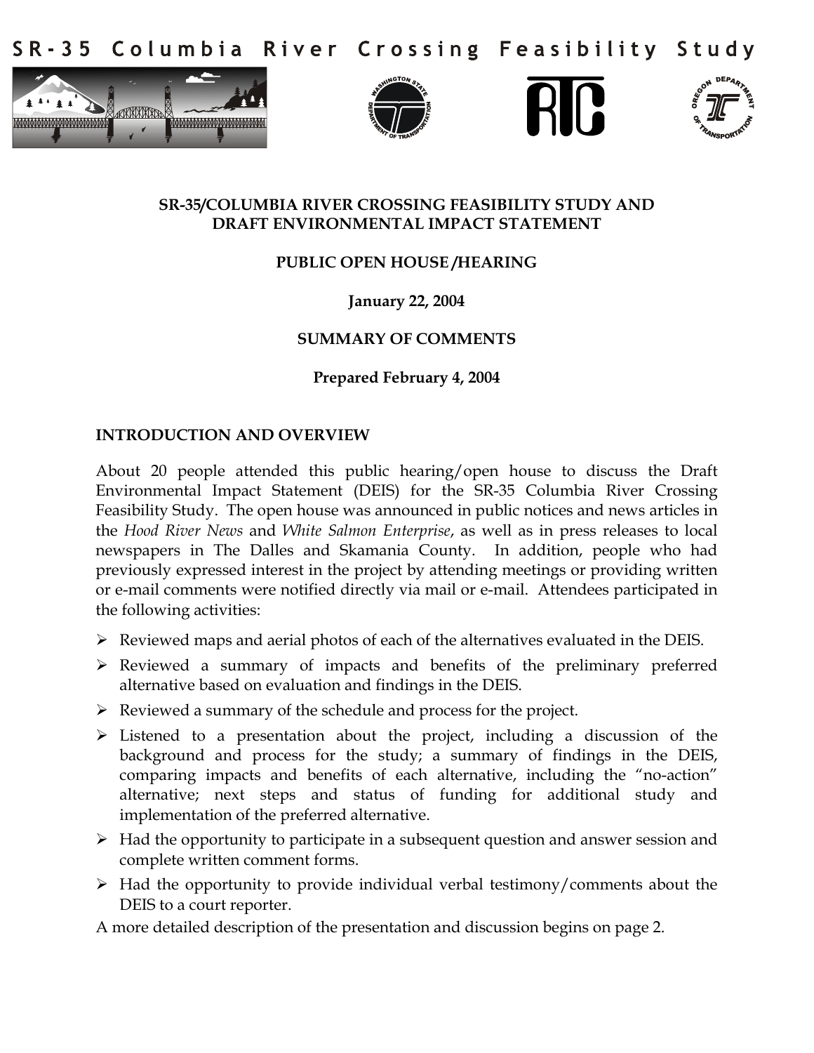# SR-35 Columbia River Crossing Feasibility Study

**SR-35/COLUMBIA RIVER CROSSING FEASIBILITY STUDY AND DRAFT ENVIRONMENTAL IMPACT STATEMENT**

**PUBLIC OPEN HOUSE /HEARING**

**January 22, 2004**

**SUMMARY OF COMMENTS**

**Prepared February 4, 2004**

## INTRODUCTION AND OVERVIEW

About 20 people attended this public hearing/open house to discuss the Draft Environmental Impact Statement (DEIS) for the SR-35 Columbia River Crossing Feasibility Study. The open house was announced in public notices and news articles in the *Hood River News* and *White Salmon Enterprise*, as well as in press releases to local newspapers in The Dalles and Skamania County. In addition, people who had previously expressed interest in the project by attending meetings or providing written or e-mail comments were notified directly via mail or e-mail. Attendees participated in the following activities:

- Reviewed maps and aerial photos of each of the alternatives evaluated in the DEIS.
- Reviewed a summary of impacts and benefits of the preliminary preferred alternative based on evaluation and findings in the DEIS.
- Reviewed a summary of the schedule and process for the project.
- Listened to a presentation about the project, including a discussion of the background and process for the study; a summary of findings in the DEIS, comparing impacts and benefits of each alternative, including the "no-action" alternative; next steps and status of funding for additional study and implementation of the preferred alternative.
- Had the opportunity to participate in a subsequent question and answer session and complete written comment forms.
- Had the opportunity to provide individual verbal testimony/comments about the DEIS to a court reporter.

A more detailed description of the presentation and discussion begins on page 2.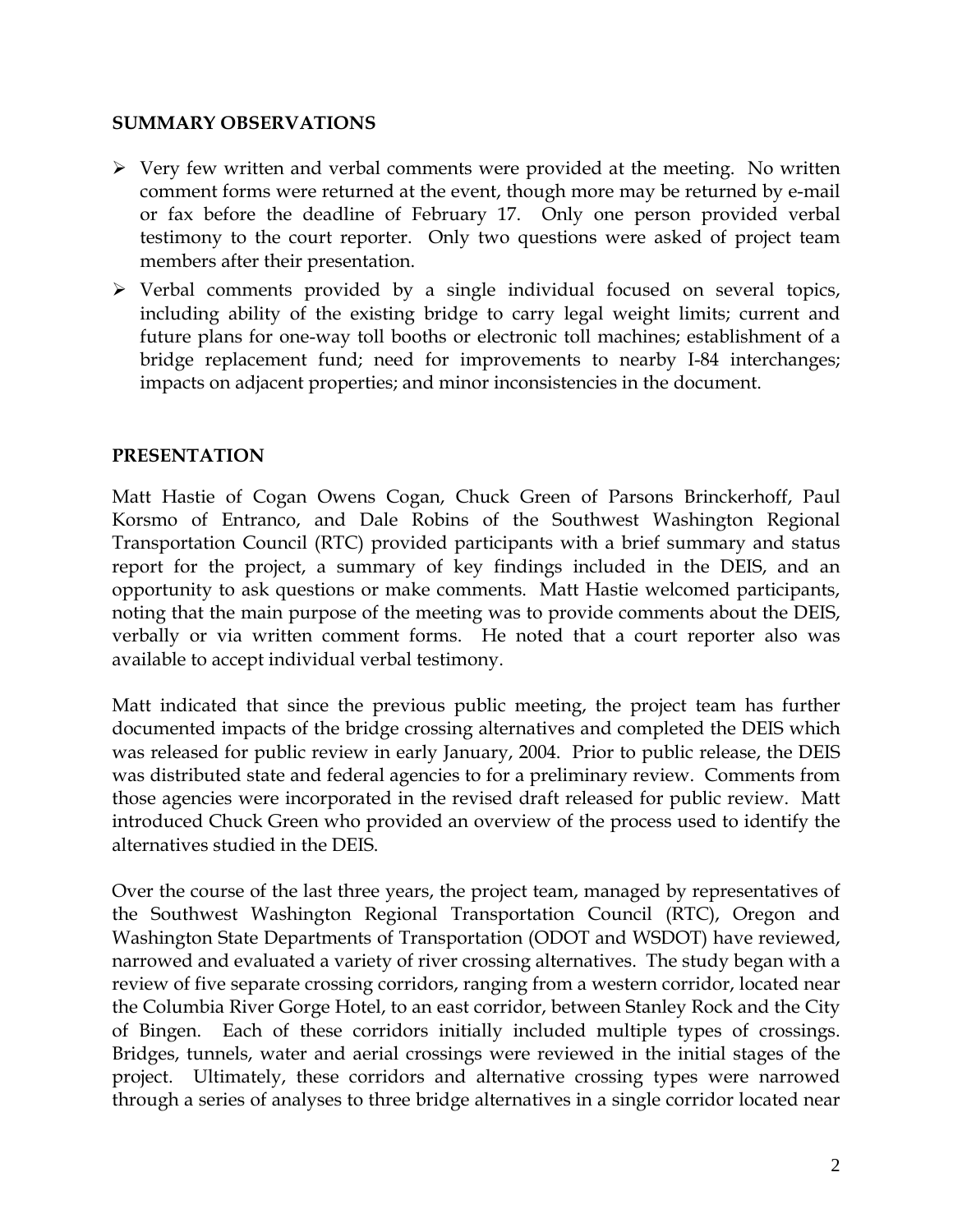## SUMMARY OBSERVATIONS

- Very few written and verbal comments were provided at the meeting. No written comment forms were returned at the event, though more may be returned by e-mail or fax before the deadline of February 17. Only one person provided verbal testimony to the court reporter. Only two questions were asked of project team members after their presentation.
- Verbal comments provided by a single individual focused on several topics, including ability of the existing bridge to carry legal weight limits; current and future plans for one-way toll booths or electronic toll machines; establishment of a bridge replacement fund; need for improvements to nearby I-84 interchanges; impacts on adjacent properties; and minor inconsistencies in the document.

## PRESENTATION

Matt Hastie of Cogan Owens Cogan, Chuck Green of Parsons Brinckerhoff, Paul Korsmo of Entranco, and Dale Robins of the Southwest Washington Regional Transportation Council (RTC) provided participants with a brief summary and status report for the project, a summary of key findings included in the DEIS, and an opportunity to ask questions or make comments. Matt Hastie welcomed participants, noting that the main purpose of the meeting was to provide comments about the DEIS, verbally or via written comment forms. He noted that a court reporter also was available to accept individual verbal testimony.

Matt indicated that since the previous public meeting, the project team has further documented impacts of the bridge crossing alternatives and completed the DEIS which was released for public review in early January, 2004. Prior to public release, the DEIS was distributed state and federal agencies to for a preliminary review. Comments from those agencies were incorporated in the revised draft released for public review. Matt introduced Chuck Green who provided an overview of the process used to identify the alternatives studied in the DEIS.

Over the course of the last three years, the project team, managed by representatives of the Southwest Washington Regional Transportation Council (RTC), Oregon and Washington State Departments of Transportation (ODOT and WSDOT) have reviewed, narrowed and evaluated a variety of river crossing alternatives. The study began with a review of five separate crossing corridors, ranging from a western corridor, located near the Columbia River Gorge Hotel, to an east corridor, between Stanley Rock and the City of Bingen. Each of these corridors initially included multiple types of crossings. Bridges, tunnels, water and aerial crossings were reviewed in the initial stages of the project. Ultimately, these corridors and alternative crossing types were narrowed through a series of analyses to three bridge alternatives in a single corridor located near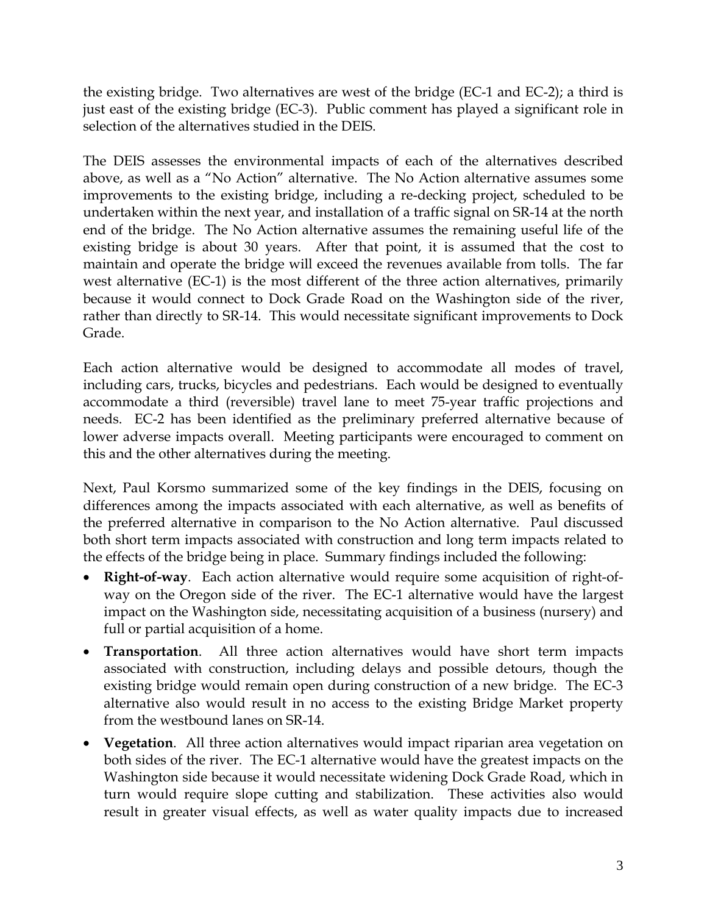the existing bridge. Two alternatives are west of the bridge (EC-1 and EC-2); a third is just east of the existing bridge (EC-3). Public comment has played a significant role in selection of the alternatives studied in the DEIS.

The DEIS assesses the environmental impacts of each of the alternatives described above, as well as a "No Action" alternative. The No Action alternative assumes some improvements to the existing bridge, including a re-decking project, scheduled to be undertaken within the next year, and installation of a traffic signal on SR-14 at the north end of the bridge. The No Action alternative assumes the remaining useful life of the existing bridge is about 30 years. After that point, it is assumed that the cost to maintain and operate the bridge will exceed the revenues available from tolls. The far west alternative (EC-1) is the most different of the three action alternatives, primarily because it would connect to Dock Grade Road on the Washington side of the river, rather than directly to SR-14. This would necessitate significant improvements to Dock Grade.

Each action alternative would be designed to accommodate all modes of travel, including cars, trucks, bicycles and pedestrians. Each would be designed to eventually accommodate a third (reversible) travel lane to meet 75-year traffic projections and needs. EC-2 has been identified as the preliminary preferred alternative because of lower adverse impacts overall. Meeting participants were encouraged to comment on this and the other alternatives during the meeting.

Next, Paul Korsmo summarized some of the key findings in the DEIS, focusing on differences among the impacts associated with each alternative, as well as benefits of the preferred alternative in comparison to the No Action alternative. Paul discussed both short term impacts associated with construction and long term impacts related to the effects of the bridge being in place. Summary findings included the following:

- **Right-of-way**. Each action alternative would require some acquisition of right-of-way on the Oregon side of the river. The EC-1 alternative would have the largest impact on the Washington side, necessitating acquisition of a business (nursery) and full or partial acquisition of a home.
- **Transportation**. All three action alternatives would have short term impacts associated with construction, including delays and possible detours, though the existing bridge would remain open during construction of a new bridge. The EC-3 alternative also would result in no access to the existing Bridge Market property from the westbound lanes on SR-14.
- **Vegetation**. All three action alternatives would impact riparian area vegetation on both sides of the river. The EC-1 alternative would have the greatest impacts on the Washington side because it would necessitate widening Dock Grade Road, which in turn would require slope cutting and stabilization. These activities also would result in greater visual effects, as well as water quality impacts due to increased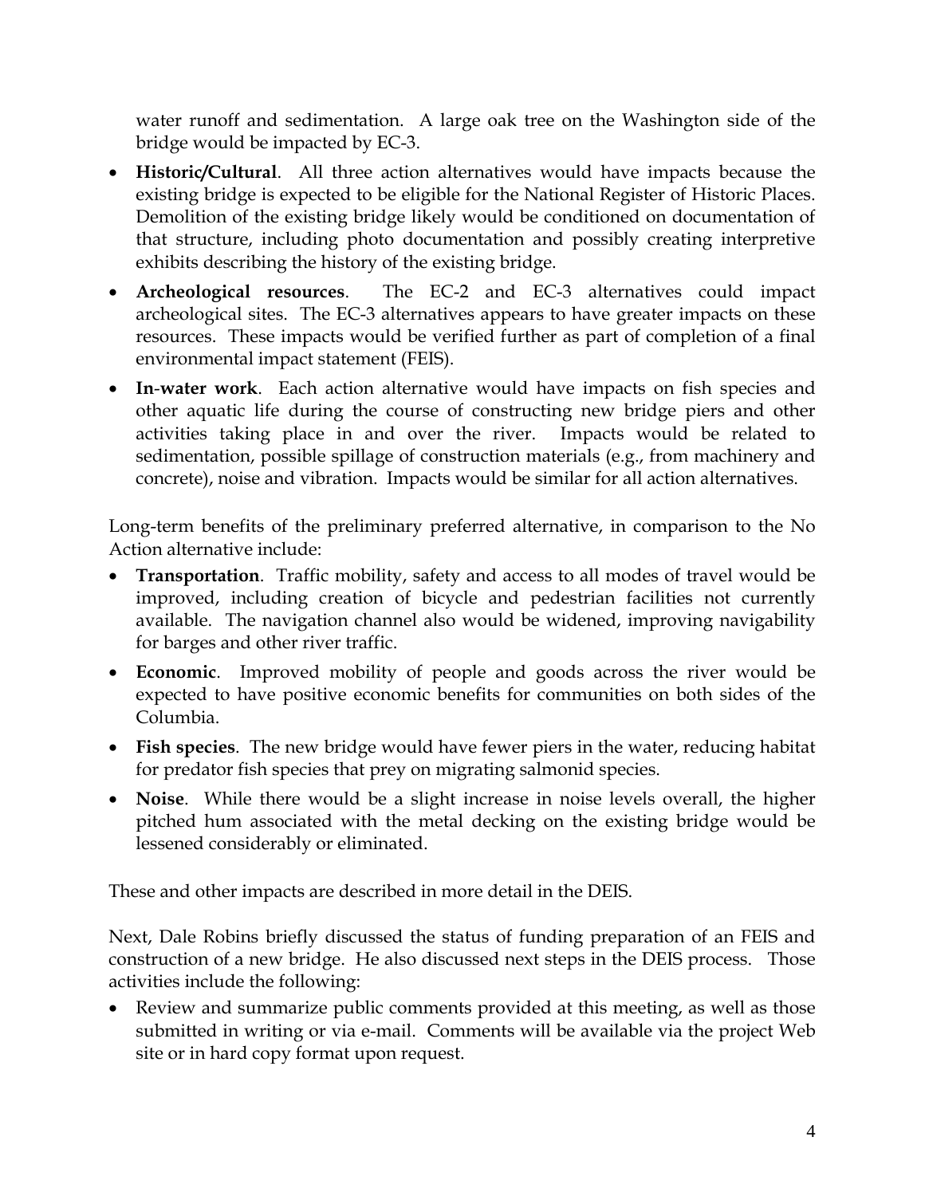water runoff and sedimentation. A large oak tree on the Washington side of the bridge would be impacted by EC-3.

- **Historic/Cultural**. All three action alternatives would have impacts because the existing bridge is expected to be eligible for the National Register of Historic Places. Demolition of the existing bridge likely would be conditioned on documentation of that structure, including photo documentation and possibly creating interpretive exhibits describing the history of the existing bridge.
- **Archeological resources**. The EC-2 and EC-3 alternatives could impact archeological sites. The EC-3 alternatives appears to have greater impacts on these resources. These impacts would be verified further as part of completion of a final environmental impact statement (FEIS).
- **In-water work**. Each action alternative would have impacts on fish species and other aquatic life during the course of constructing new bridge piers and other activities taking place in and over the river. Impacts would be related to sedimentation, possible spillage of construction materials (e.g., from machinery and concrete), noise and vibration. Impacts would be similar for all action alternatives.

Long-term benefits of the preliminary preferred alternative, in comparison to the No Action alternative include:

- **Transportation**. Traffic mobility, safety and access to all modes of travel would be improved, including creation of bicycle and pedestrian facilities not currently available. The navigation channel also would be widened, improving navigability for barges and other river traffic.
- **Economic**. Improved mobility of people and goods across the river would be expected to have positive economic benefits for communities on both sides of the Columbia.
- **Fish species**. The new bridge would have fewer piers in the water, reducing habitat for predator fish species that prey on migrating salmonid species.
- **Noise**. While there would be a slight increase in noise levels overall, the higher pitched hum associated with the metal decking on the existing bridge would be lessened considerably or eliminated.

These and other impacts are described in more detail in the DEIS.

Next, Dale Robins briefly discussed the status of funding preparation of an FEIS and construction of a new bridge. He also discussed next steps in the DEIS process. Those activities include the following:

- Review and summarize public comments provided at this meeting, as well as those submitted in writing or via e-mail. Comments will be available via the project Web site or in hard copy format upon request.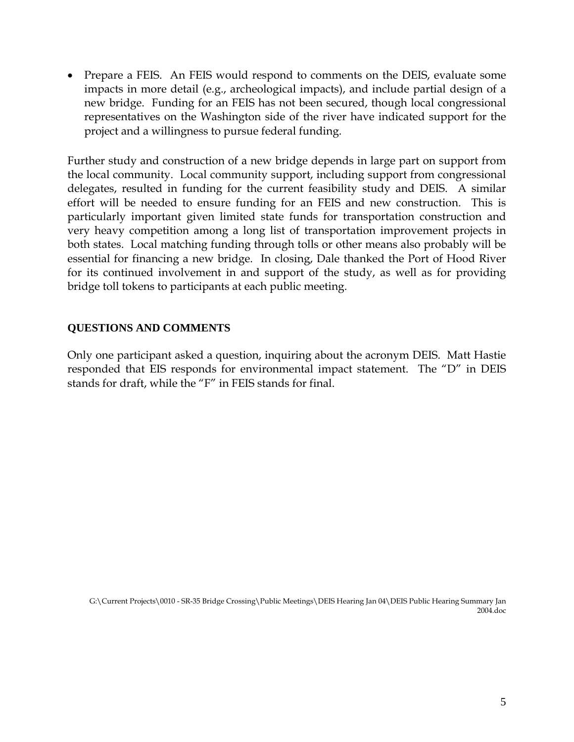- Prepare a FEIS. An FEIS would respond to comments on the DEIS, evaluate some impacts in more detail (e.g., archeological impacts), and include partial design of a new bridge. Funding for an FEIS has not been secured, though local congressional representatives on the Washington side of the river have indicated support for the project and a willingness to pursue federal funding.

Further study and construction of a new bridge depends in large part on support from the local community. Local community support, including support from congressional delegates, resulted in funding for the current feasibility study and DEIS. A similar effort will be needed to ensure funding for an FEIS and new construction. This is particularly important given limited state funds for transportation construction and very heavy competition among a long list of transportation improvement projects in both states. Local matching funding through tolls or other means also probably will be essential for financing a new bridge. In closing, Dale thanked the Port of Hood River for its continued involvement in and support of the study, as well as for providing bridge toll tokens to participants at each public meeting.

**QUESTIONS AND COMMENTS**

Only one participant asked a question, inquiring about the acronym DEIS. Matt Hastie responded that EIS responds for environmental impact statement. The "D" in DEIS stands for draft, while the "F" in FEIS stands for final.

G:\Current Projects\0010 - SR-35 Bridge Crossing\Public Meetings\DEIS Hearing Jan 04\DEIS Public Hearing Summary Jan 2004.doc